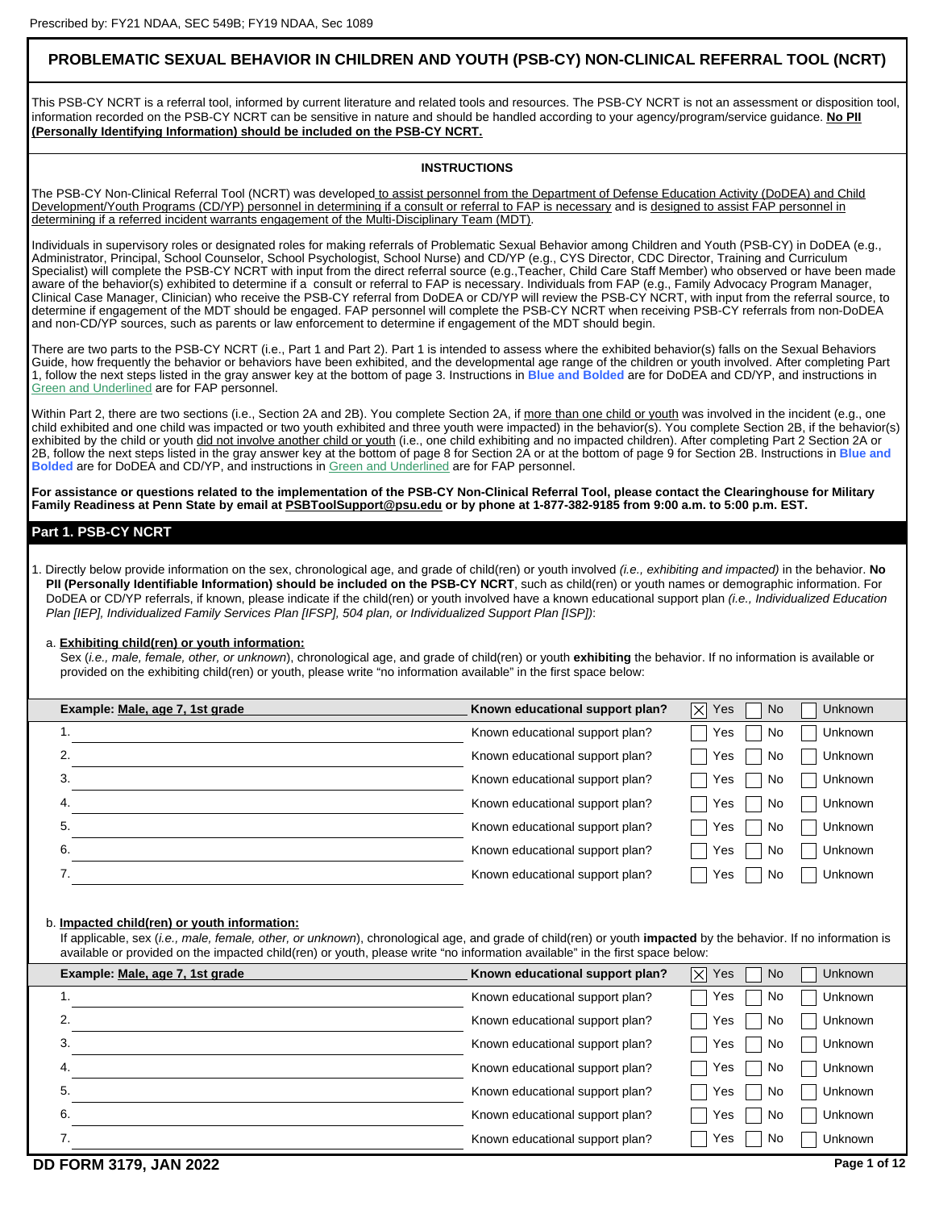Prescribed by: FY21 NDAA, SEC 549B; FY19 NDAA, Sec 1089

# PROBLEMATIC SEXUAL BEHAVIOR IN CHILDREN AND YOUTH (PSB-CY) NON-CLINICAL REFERRAL TOOL (NCRT)

This PSB-CY NCRT is a referral tool, informed by current literature and related tools and resources. The PSB-CY NCRT is not an assessment or disposition tool, information recorded on the PSB-CY NCRT can be sensitive in nature and should be handled according to your agency/program/service guidance. **No PII (Personally Identifying Information) should be included on the PSB-CY NCRT.**

## INSTRUCTIONS

The PSB-CY Non-Clinical Referral Tool (NCRT) was developed to assist personnel from the Department of Defense Education Activity (DoDEA) and Child Development/Youth Programs (CD/YP) personnel in determining if a consult or referral to FAP is necessary and is designed to assist FAP personnel in determining if a referred incident warrants engagement of the Multi-Disciplinary Team (MDT).

Individuals in supervisory roles or designated roles for making referrals of Problematic Sexual Behavior among Children and Youth (PSB-CY) in DoDEA (e.g., Administrator, Principal, School Counselor, School Psychologist, School Nurse) and CD/YP (e.g., CYS Director, CDC Director, Training and Curriculum Specialist) will complete the PSB-CY NCRT with input from the direct referral source (e.g.,Teacher, Child Care Staff Member) who observed or have been made aware of the behavior(s) exhibited to determine if a consult or referral to FAP is necessary. Individuals from FAP (e.g., Family Advocacy Program Manager, Clinical Case Manager, Clinician) who receive the PSB-CY referral from DoDEA or CD/YP will review the PSB-CY NCRT, with input from the referral source, to determine if engagement of the MDT should be engaged. FAP personnel will complete the PSB-CY NCRT when receiving PSB-CY referrals from non-DoDEA and non-CD/YP sources, such as parents or law enforcement to determine if engagement of the MDT should begin.

There are two parts to the PSB-CY NCRT (i.e., Part 1 and Part 2). Part 1 is intended to assess where the exhibited behavior(s) falls on the Sexual Behaviors Guide, how frequently the behavior or behaviors have been exhibited, and the developmental age range of the children or youth involved. After completing Part 1, follow the next steps listed in the gray answer key at the bottom of page 3. Instructions in **Blue and Bolded** are for DoDEA and CD/YP, and instructions in Green and Underlined are for FAP personnel.

Within Part 2, there are two sections (i.e., Section 2A and 2B). You complete Section 2A, if more than one child or youth was involved in the incident (e.g., one child exhibited and one child was impacted or two youth exhibited and three youth were impacted) in the behavior(s). You complete Section 2B, if the behavior(s) exhibited by the child or youth did not involve another child or youth (i.e., one child exhibiting and no impacted children). After completing Part 2 Section 2A or 2B, follow the next steps listed in the gray answer key at the bottom of page 8 for Section 2A or at the bottom of page 9 for Section 2B. Instructions in **Blue and Bolded** are for DoDEA and CD/YP, and instructions in Green and Underlined are for FAP personnel.

**For assistance or questions related to the implementation of the PSB-CY Non-Clinical Referral Tool, please contact the Clearinghouse for Military Family Readiness at Penn State by email at PSBToolSupport@psu.edu or by phone at 1-877-382-9185 from 9:00 a.m. to 5:00 p.m. EST.**

## Part 1. PSB-CY NCRT

1. Directly below provide information on the sex, chronological age, and grade of child(ren) or youth involved *(i.e., exhibiting and impacted)* in the behavior. **No PII (Personally Identifiable Information) should be included on the PSB-CY NCRT**, such as child(ren) or youth names or demographic information. For DoDEA or CD/YP referrals, if known, please indicate if the child(ren) or youth involved have a known educational support plan *(i.e., Individualized Education Plan [IEP], Individualized Family Services Plan [IFSP], 504 plan, or Individualized Support Plan [ISP])*:

   a. **Exhibiting child(ren) or youth information:**
   Sex (*i.e., male, female, other, or unknown*), chronological age, and grade of child(ren) or youth **exhibiting** the behavior. If no information is available or provided on the exhibiting child(ren) or youth, please write "no information available" in the first space below:

| Example: Male, age 7, 1st grade | Known educational support plan? | ☒ Yes | ☐ No | ☐ Unknown |
|---|---|---|---|---|
| 1. ______ | Known educational support plan? | ☐ Yes | ☐ No | ☐ Unknown |
| 2. ______ | Known educational support plan? | ☐ Yes | ☐ No | ☐ Unknown |
| 3. ______ | Known educational support plan? | ☐ Yes | ☐ No | ☐ Unknown |
| 4. ______ | Known educational support plan? | ☐ Yes | ☐ No | ☐ Unknown |
| 5. ______ | Known educational support plan? | ☐ Yes | ☐ No | ☐ Unknown |
| 6. ______ | Known educational support plan? | ☐ Yes | ☐ No | ☐ Unknown |
| 7. ______ | Known educational support plan? | ☐ Yes | ☐ No | ☐ Unknown |

   b. **Impacted child(ren) or youth information:**
   If applicable, sex (*i.e., male, female, other, or unknown*), chronological age, and grade of child(ren) or youth **impacted** by the behavior. If no information is available or provided on the impacted child(ren) or youth, please write "no information available" in the first space below:

| Example: Male, age 7, 1st grade | Known educational support plan? | ☒ Yes | ☐ No | ☐ Unknown |
|---|---|---|---|---|
| 1. ______ | Known educational support plan? | ☐ Yes | ☐ No | ☐ Unknown |
| 2. ______ | Known educational support plan? | ☐ Yes | ☐ No | ☐ Unknown |
| 3. ______ | Known educational support plan? | ☐ Yes | ☐ No | ☐ Unknown |
| 4. ______ | Known educational support plan? | ☐ Yes | ☐ No | ☐ Unknown |
| 5. ______ | Known educational support plan? | ☐ Yes | ☐ No | ☐ Unknown |
| 6. ______ | Known educational support plan? | ☐ Yes | ☐ No | ☐ Unknown |
| 7. ______ | Known educational support plan? | ☐ Yes | ☐ No | ☐ Unknown |

DD FORM 3179, JAN 2022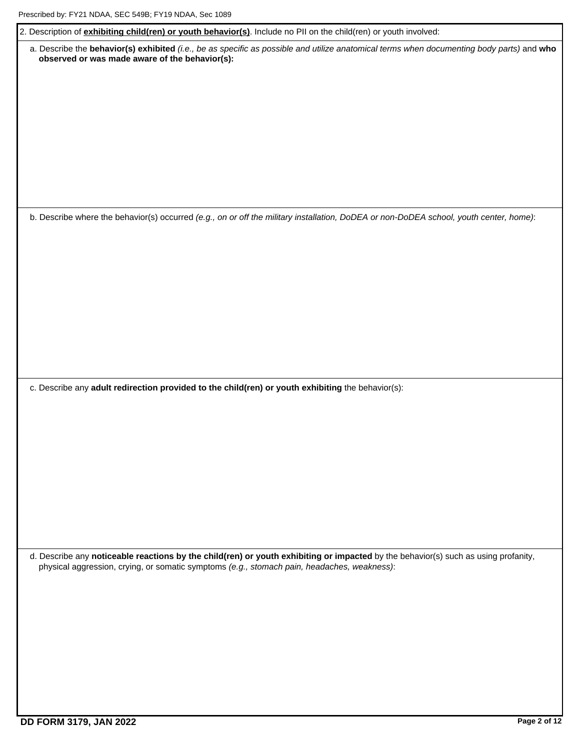Prescribed by: FY21 NDAA, SEC 549B; FY19 NDAA, Sec 1089

2. Description of **exhibiting child(ren) or youth behavior(s)**. Include no PII on the child(ren) or youth involved:

a. Describe the **behavior(s) exhibited** *(i.e., be as specific as possible and utilize anatomical terms when documenting body parts)* and **who observed or was made aware of the behavior(s):**

b. Describe where the behavior(s) occurred *(e.g., on or off the military installation, DoDEA or non-DoDEA school, youth center, home)*:

c. Describe any **adult redirection provided to the child(ren) or youth exhibiting** the behavior(s):

d. Describe any **noticeable reactions by the child(ren) or youth exhibiting or impacted** by the behavior(s) such as using profanity, physical aggression, crying, or somatic symptoms *(e.g., stomach pain, headaches, weakness)*:

DD FORM 3179, JAN 2022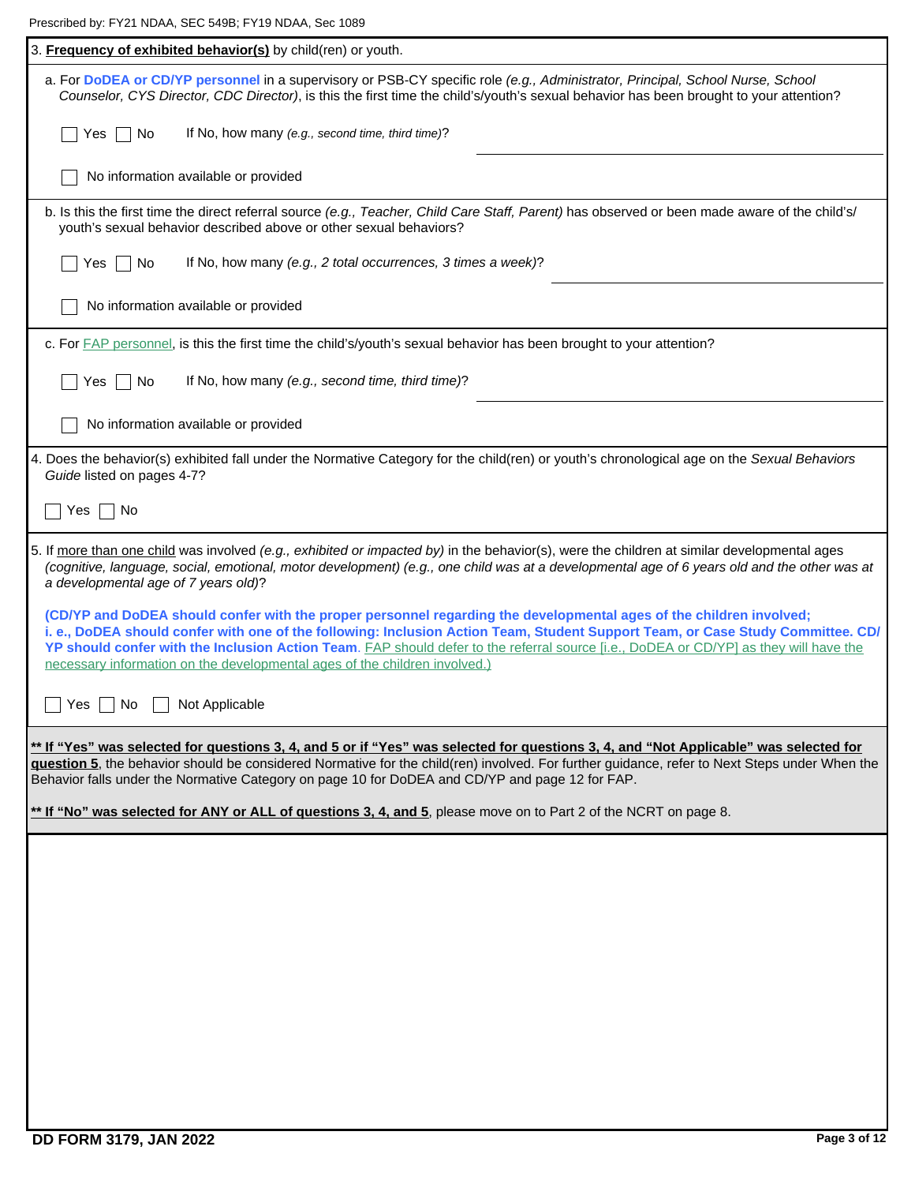Prescribed by: FY21 NDAA, SEC 549B; FY19 NDAA, Sec 1089

3. **Frequency of exhibited behavior(s)** by child(ren) or youth.

a. For **DoDEA or CD/YP personnel** in a supervisory or PSB-CY specific role *(e.g., Administrator, Principal, School Nurse, School Counselor, CYS Director, CDC Director)*, is this the first time the child's/youth's sexual behavior has been brought to your attention?

☐ Yes ☐ No If No, how many *(e.g., second time, third time)*? ______________________

☐ No information available or provided

b. Is this the first time the direct referral source *(e.g., Teacher, Child Care Staff, Parent)* has observed or been made aware of the child's/youth's sexual behavior described above or other sexual behaviors?

☐ Yes ☐ No If No, how many *(e.g., 2 total occurrences, 3 times a week)*? ______________________

☐ No information available or provided

c. For FAP personnel, is this the first time the child's/youth's sexual behavior has been brought to your attention?

☐ Yes ☐ No If No, how many *(e.g., second time, third time)*? ______________________

☐ No information available or provided

4. Does the behavior(s) exhibited fall under the Normative Category for the child(ren) or youth's chronological age on the *Sexual Behaviors Guide* listed on pages 4-7?

☐ Yes ☐ No

5. If more than one child was involved *(e.g., exhibited or impacted by)* in the behavior(s), were the children at similar developmental ages *(cognitive, language, social, emotional, motor development) (e.g., one child was at a developmental age of 6 years old and the other was at a developmental age of 7 years old)*?

**(CD/YP and DoDEA should confer with the proper personnel regarding the developmental ages of the children involved; i. e., DoDEA should confer with one of the following: Inclusion Action Team, Student Support Team, or Case Study Committee. CD/YP should confer with the Inclusion Action Team**. FAP should defer to the referral source [i.e., DoDEA or CD/YP] as they will have the necessary information on the developmental ages of the children involved.)

☐ Yes ☐ No ☐ Not Applicable

**\*\* If "Yes" was selected for questions 3, 4, and 5 or if "Yes" was selected for questions 3, 4, and "Not Applicable" was selected for question 5**, the behavior should be considered Normative for the child(ren) involved. For further guidance, refer to Next Steps under When the Behavior falls under the Normative Category on page 10 for DoDEA and CD/YP and page 12 for FAP.

**\*\* If "No" was selected for ANY or ALL of questions 3, 4, and 5**, please move on to Part 2 of the NCRT on page 8.

DD FORM 3179, JAN 2022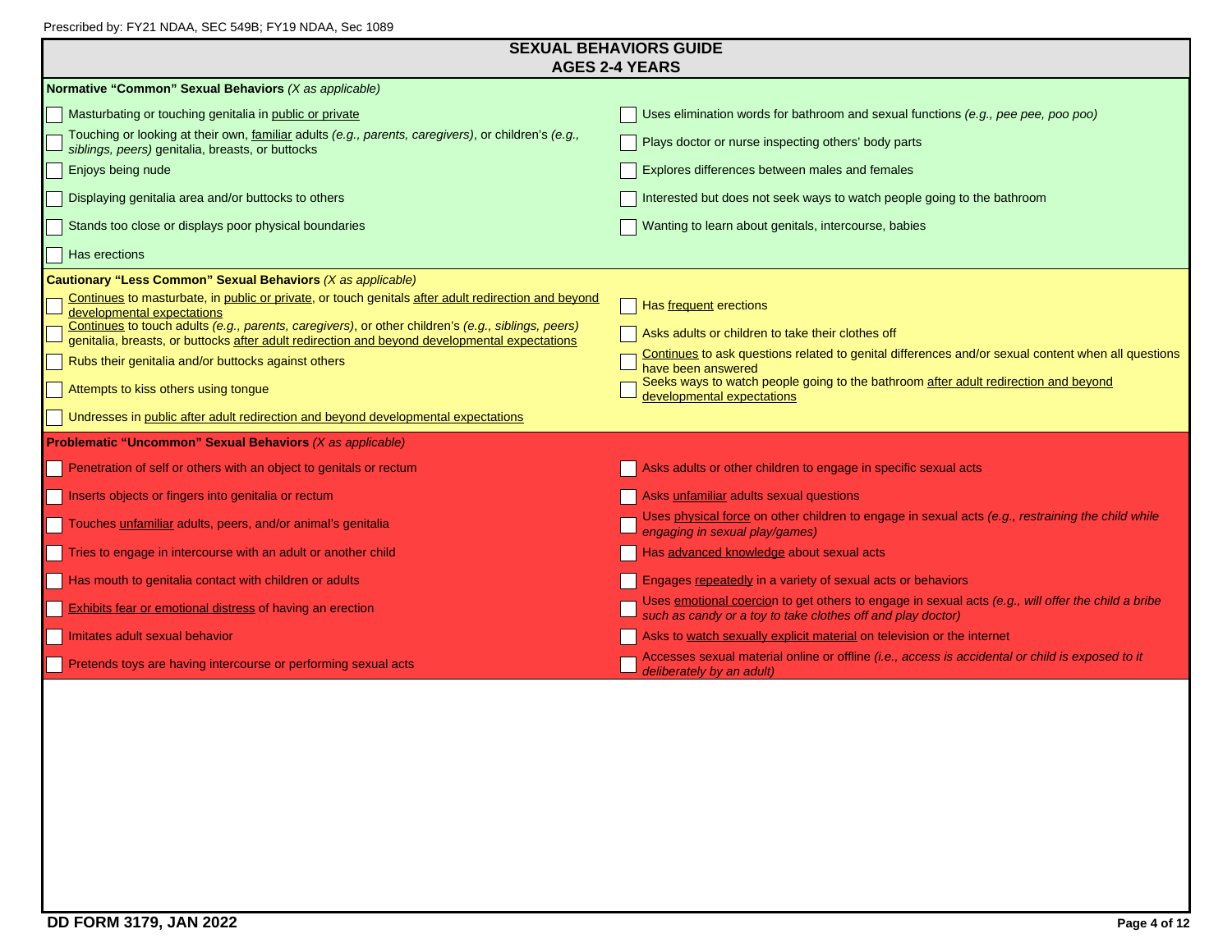Prescribed by: FY21 NDAA, SEC 549B; FY19 NDAA, Sec 1089

## SEXUAL BEHAVIORS GUIDE
## AGES 2-4 YEARS

**Normative "Common" Sexual Behaviors** *(X as applicable)*

- [ ] Masturbating or touching genitalia in public or private
- [ ] Touching or looking at their own, familiar adults *(e.g., parents, caregivers)*, or children's *(e.g., siblings, peers)* genitalia, breasts, or buttocks
- [ ] Enjoys being nude
- [ ] Displaying genitalia area and/or buttocks to others
- [ ] Stands too close or displays poor physical boundaries
- [ ] Has erections
- [ ] Uses elimination words for bathroom and sexual functions *(e.g., pee pee, poo poo)*
- [ ] Plays doctor or nurse inspecting others' body parts
- [ ] Explores differences between males and females
- [ ] Interested but does not seek ways to watch people going to the bathroom
- [ ] Wanting to learn about genitals, intercourse, babies

**Cautionary "Less Common" Sexual Behaviors** *(X as applicable)*

- [ ] Continues to masturbate, in public or private, or touch genitals after adult redirection and beyond developmental expectations
- [ ] Continues to touch adults *(e.g., parents, caregivers)*, or other children's *(e.g., siblings, peers)* genitalia, breasts, or buttocks after adult redirection and beyond developmental expectations
- [ ] Rubs their genitalia and/or buttocks against others
- [ ] Attempts to kiss others using tongue
- [ ] Undresses in public after adult redirection and beyond developmental expectations
- [ ] Has frequent erections
- [ ] Asks adults or children to take their clothes off
- [ ] Continues to ask questions related to genital differences and/or sexual content when all questions have been answered
- [ ] Seeks ways to watch people going to the bathroom after adult redirection and beyond developmental expectations

**Problematic "Uncommon" Sexual Behaviors** *(X as applicable)*

- [ ] Penetration of self or others with an object to genitals or rectum
- [ ] Inserts objects or fingers into genitalia or rectum
- [ ] Touches unfamiliar adults, peers, and/or animal's genitalia
- [ ] Tries to engage in intercourse with an adult or another child
- [ ] Has mouth to genitalia contact with children or adults
- [ ] Exhibits fear or emotional distress of having an erection
- [ ] Imitates adult sexual behavior
- [ ] Pretends toys are having intercourse or performing sexual acts
- [ ] Asks adults or other children to engage in specific sexual acts
- [ ] Asks unfamiliar adults sexual questions
- [ ] Uses physical force on other children to engage in sexual acts *(e.g., restraining the child while engaging in sexual play/games)*
- [ ] Has advanced knowledge about sexual acts
- [ ] Engages repeatedly in a variety of sexual acts or behaviors
- [ ] Uses emotional coercion to get others to engage in sexual acts *(e.g., will offer the child a bribe such as candy or a toy to take clothes off and play doctor)*
- [ ] Asks to watch sexually explicit material on television or the internet
- [ ] Accesses sexual material online or offline *(i.e., access is accidental or child is exposed to it deliberately by an adult)*

**DD FORM 3179, JAN 2022**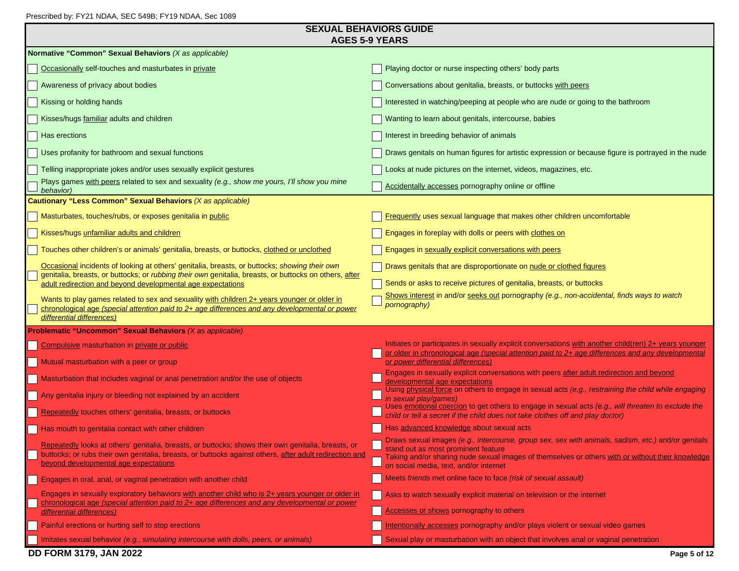Prescribed by: FY21 NDAA, SEC 549B; FY19 NDAA, Sec 1089

# SEXUAL BEHAVIORS GUIDE
## AGES 5-9 YEARS

**Normative "Common" Sexual Behaviors** *(X as applicable)*

- ☐ Occasionally self-touches and masturbates in private
- ☐ Awareness of privacy about bodies
- ☐ Kissing or holding hands
- ☐ Kisses/hugs familiar adults and children
- ☐ Has erections
- ☐ Uses profanity for bathroom and sexual functions
- ☐ Telling inappropriate jokes and/or uses sexually explicit gestures
- ☐ Plays games with peers related to sex and sexuality *(e.g., show me yours, I'll show you mine behavior)*
- ☐ Playing doctor or nurse inspecting others' body parts
- ☐ Conversations about genitalia, breasts, or buttocks with peers
- ☐ Interested in watching/peeping at people who are nude or going to the bathroom
- ☐ Wanting to learn about genitals, intercourse, babies
- ☐ Interest in breeding behavior of animals
- ☐ Draws genitals on human figures for artistic expression or because figure is portrayed in the nude
- ☐ Looks at nude pictures on the internet, videos, magazines, etc.
- ☐ Accidentally accesses pornography online or offline

**Cautionary "Less Common" Sexual Behaviors** *(X as applicable)*

- ☐ Masturbates, touches/rubs, or exposes genitalia in public
- ☐ Kisses/hugs unfamiliar adults and children
- ☐ Touches other children's or animals' genitalia, breasts, or buttocks, clothed or unclothed
- ☐ Occasional incidents of looking at others' genitalia, breasts, or buttocks; *showing their own* genitalia, breasts, or buttocks; or *rubbing their own* genitalia, breasts, or buttocks on others, after adult redirection and beyond developmental age expectations
- ☐ Wants to play games related to sex and sexuality with children 2+ years younger or older in chronological age *(special attention paid to 2+ age differences and any developmental or power differential differences)*
- ☐ Frequently uses sexual language that makes other children uncomfortable
- ☐ Engages in foreplay with dolls or peers with clothes on
- ☐ Engages in sexually explicit conversations with peers
- ☐ Draws genitals that are disproportionate on nude or clothed figures
- ☐ Sends or asks to receive pictures of genitalia, breasts, or buttocks
- ☐ Shows interest in and/or seeks out pornography *(e.g., non-accidental, finds ways to watch pornography)*

**Problematic "Uncommon" Sexual Behaviors** *(X as applicable)*

- ☐ Compulsive masturbation in private or public
- ☐ Mutual masturbation with a peer or group
- ☐ Masturbation that includes vaginal or anal penetration and/or the use of objects
- ☐ Any genitalia injury or bleeding not explained by an accident
- ☐ Repeatedly touches others' genitalia, breasts, or buttocks
- ☐ Has mouth to genitalia contact with other children
- ☐ Repeatedly looks at others' genitalia, breasts, or buttocks; shows their own genitalia, breasts, or buttocks; or rubs their own genitalia, breasts, or buttocks against others, after adult redirection and beyond developmental age expectations
- ☐ Engages in oral, anal, or vaginal penetration with another child
- ☐ Engages in sexually exploratory behaviors with another child who is 2+ years younger or older in chronological age *(special attention paid to 2+ age differences and any developmental or power differential differences)*
- ☐ Painful erections or hurting self to stop erections
- ☐ Imitates sexual behavior *(e.g., simulating intercourse with dolls, peers, or animals)*
- ☐ Initiates or participates in sexually explicit conversations with another child(ren) 2+ years younger or older in chronological age *(special attention paid to 2+ age differences and any developmental or power differential differences)*
- ☐ Engages in sexually explicit conversations with peers after adult redirection and beyond developmental age expectations
- ☐ Using physical force on others to engage in sexual acts *(e.g., restraining the child while engaging in sexual play/games)*
- ☐ Uses emotional coercion to get others to engage in sexual acts *(e.g., will threaten to exclude the child or tell a secret if the child does not take clothes off and play doctor)*
- ☐ Has advanced knowledge about sexual acts
- ☐ Draws sexual images *(e.g., intercourse, group sex, sex with animals, sadism, etc.)* and/or genitals stand out as most prominent feature
- ☐ Taking and/or sharing nude sexual images of themselves or others with or without their knowledge on social media, text, and/or internet
- ☐ Meets *friends* met online face to face *(risk of sexual assault)*
- ☐ Asks to watch sexually explicit material on television or the internet
- ☐ Accesses or shows pornography to others
- ☐ Intentionally accesses pornography and/or plays violent or sexual video games
- ☐ Sexual play or masturbation with an object that involves anal or vaginal penetration

DD FORM 3179, JAN 2022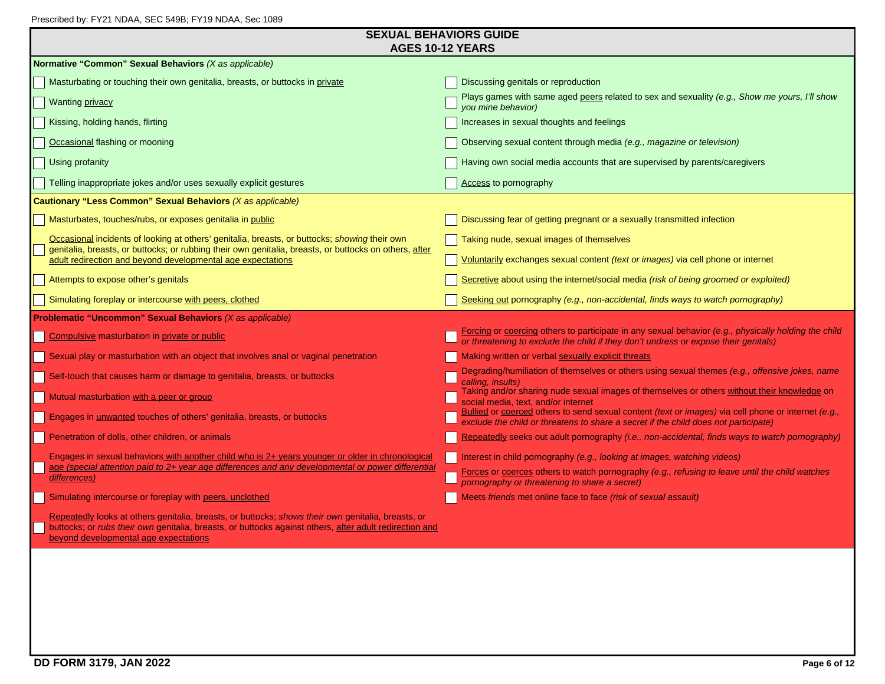Prescribed by: FY21 NDAA, SEC 549B; FY19 NDAA, Sec 1089

## SEXUAL BEHAVIORS GUIDE
## AGES 10-12 YEARS

**Normative "Common" Sexual Behaviors** *(X as applicable)*

- [ ] Masturbating or touching their own genitalia, breasts, or buttocks in private
- [ ] Wanting privacy
- [ ] Kissing, holding hands, flirting
- [ ] Occasional flashing or mooning
- [ ] Using profanity
- [ ] Telling inappropriate jokes and/or uses sexually explicit gestures
- [ ] Discussing genitals or reproduction
- [ ] Plays games with same aged peers related to sex and sexuality *(e.g., Show me yours, I'll show you mine behavior)*
- [ ] Increases in sexual thoughts and feelings
- [ ] Observing sexual content through media *(e.g., magazine or television)*
- [ ] Having own social media accounts that are supervised by parents/caregivers
- [ ] Access to pornography

**Cautionary "Less Common" Sexual Behaviors** *(X as applicable)*

- [ ] Masturbates, touches/rubs, or exposes genitalia in public
- [ ] Occasional incidents of looking at others' genitalia, breasts, or buttocks; *showing* their own genitalia, breasts, or buttocks; or rubbing their own genitalia, breasts, or buttocks on others, after adult redirection and beyond developmental age expectations
- [ ] Attempts to expose other's genitals
- [ ] Simulating foreplay or intercourse with peers, clothed
- [ ] Discussing fear of getting pregnant or a sexually transmitted infection
- [ ] Taking nude, sexual images of themselves
- [ ] Voluntarily exchanges sexual content *(text or images)* via cell phone or internet
- [ ] Secretive about using the internet/social media *(risk of being groomed or exploited)*
- [ ] Seeking out pornography *(e.g., non-accidental, finds ways to watch pornography)*

**Problematic "Uncommon" Sexual Behaviors** *(X as applicable)*

- [ ] Compulsive masturbation in private or public
- [ ] Sexual play or masturbation with an object that involves anal or vaginal penetration
- [ ] Self-touch that causes harm or damage to genitalia, breasts, or buttocks
- [ ] Mutual masturbation with a peer or group
- [ ] Engages in unwanted touches of others' genitalia, breasts, or buttocks
- [ ] Penetration of dolls, other children, or animals
- [ ] Engages in sexual behaviors with another child who is 2+ years younger or older in chronological age *(special attention paid to 2+ year age differences and any developmental or power differential differences)*
- [ ] Simulating intercourse or foreplay with peers, unclothed
- [ ] Repeatedly looks at others genitalia, breasts, or buttocks; *shows their own* genitalia, breasts, or buttocks; or *rubs their own* genitalia, breasts, or buttocks against others, after adult redirection and beyond developmental age expectations
- [ ] Forcing or coercing others to participate in any sexual behavior *(e.g., physically holding the child or threatening to exclude the child if they don't undress or expose their genitals)*
- [ ] Making written or verbal sexually explicit threats
- [ ] Degrading/humiliation of themselves or others using sexual themes *(e.g., offensive jokes, name calling, insults)*
- [ ] Taking and/or sharing nude sexual images of themselves or others without their knowledge on social media, text, and/or internet
- [ ] Bullied or coerced others to send sexual content *(text or images)* via cell phone or internet *(e.g., exclude the child or threatens to share a secret if the child does not participate)*
- [ ] Repeatedly seeks out adult pornography *(i.e., non-accidental, finds ways to watch pornography)*
- [ ] Interest in child pornography *(e.g., looking at images, watching videos)*
- [ ] Forces or coerces others to watch pornography *(e.g., refusing to leave until the child watches pornography or threatening to share a secret)*
- [ ] Meets *friends* met online face to face *(risk of sexual assault)*

**DD FORM 3179, JAN 2022**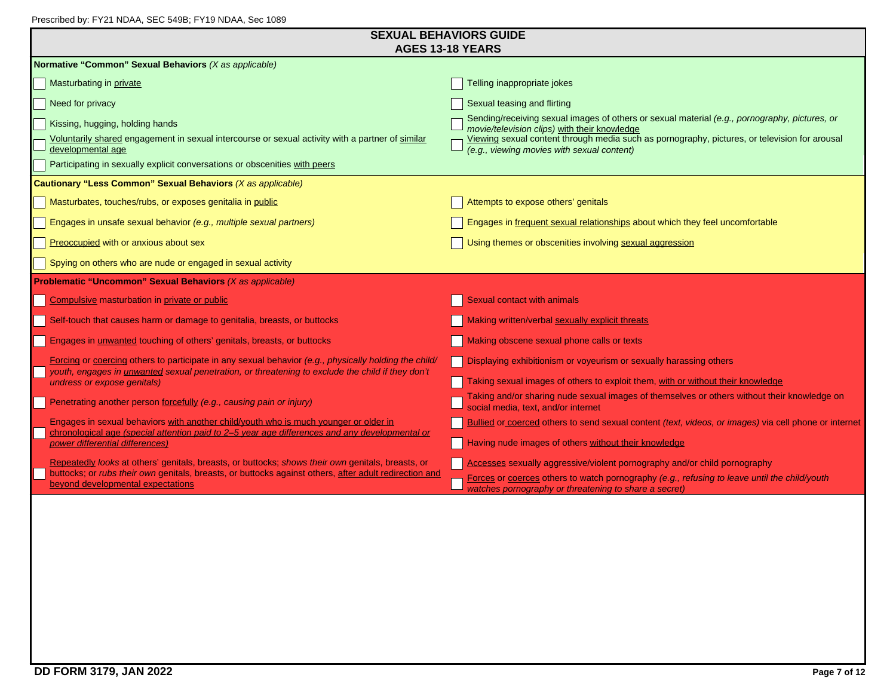Prescribed by: FY21 NDAA, SEC 549B; FY19 NDAA, Sec 1089

# SEXUAL BEHAVIORS GUIDE
## AGES 13-18 YEARS

**Normative "Common" Sexual Behaviors** *(X as applicable)*

- [ ] Masturbating in <u>private</u>
- [ ] Need for privacy
- [ ] Kissing, hugging, holding hands
- [ ] <u>Voluntarily shared</u> engagement in sexual intercourse or sexual activity with a partner of <u>similar developmental age</u>
- [ ] Participating in sexually explicit conversations or obscenities <u>with peers</u>
- [ ] Telling inappropriate jokes
- [ ] Sexual teasing and flirting
- [ ] Sending/receiving sexual images of others or sexual material *(e.g., pornography, pictures, or movie/television clips)* <u>with their knowledge</u>
- [ ] <u>Viewing</u> sexual content through media such as pornography, pictures, or television for arousal *(e.g., viewing movies with sexual content)*

**Cautionary "Less Common" Sexual Behaviors** *(X as applicable)*

- [ ] Masturbates, touches/rubs, or exposes genitalia in <u>public</u>
- [ ] Engages in unsafe sexual behavior *(e.g., multiple sexual partners)*
- [ ] <u>Preoccupied</u> with or anxious about sex
- [ ] Spying on others who are nude or engaged in sexual activity
- [ ] Attempts to expose others' genitals
- [ ] Engages in <u>frequent sexual relationships</u> about which they feel uncomfortable
- [ ] Using themes or obscenities involving <u>sexual aggression</u>

**Problematic "Uncommon" Sexual Behaviors** *(X as applicable)*

- [ ] <u>Compulsive</u> masturbation in <u>private or public</u>
- [ ] Self-touch that causes harm or damage to genitalia, breasts, or buttocks
- [ ] Engages in <u>unwanted</u> touching of others' genitals, breasts, or buttocks
- [ ] <u>Forcing</u> or <u>coercing</u> others to participate in any sexual behavior *(e.g., physically holding the child/youth, engages in <u>unwanted</u> sexual penetration, or threatening to exclude the child if they don't undress or expose genitals)*
- [ ] Penetrating another person <u>forcefully</u> *(e.g., causing pain or injury)*
- [ ] Engages in sexual behaviors <u>with another child/youth who is much younger or older in chronological age</u> *<u>(special attention paid to 2–5 year age differences and any developmental or power differential differences)</u>*
- [ ] <u>Repeatedly</u> *looks* at others' genitals, breasts, or buttocks; *shows their own* genitals, breasts, or buttocks; or *rubs their own* genitals, breasts, or buttocks against others, <u>after adult redirection and beyond developmental expectations</u>
- [ ] Sexual contact with animals
- [ ] Making written/verbal <u>sexually explicit threats</u>
- [ ] Making obscene sexual phone calls or texts
- [ ] Displaying exhibitionism or voyeurism or sexually harassing others
- [ ] Taking sexual images of others to exploit them, <u>with or without their knowledge</u>
- [ ] Taking and/or sharing nude sexual images of themselves or others without their knowledge on social media, text, and/or internet
- [ ] <u>Bullied</u> or <u>coerced</u> others to send sexual content *(text, videos, or images)* via cell phone or internet
- [ ] Having nude images of others <u>without their knowledge</u>
- [ ] <u>Accesses</u> sexually aggressive/violent pornography and/or child pornography
- [ ] <u>Forces</u> or <u>coerces</u> others to watch pornography *(e.g., refusing to leave until the child/youth watches pornography or threatening to share a secret)*

**DD FORM 3179, JAN 2022**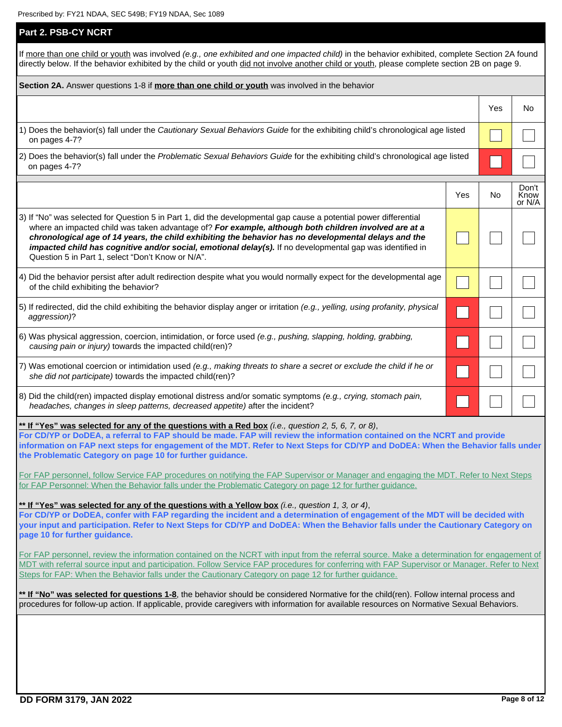Prescribed by: FY21 NDAA, SEC 549B; FY19 NDAA, Sec 1089

## Part 2. PSB-CY NCRT

If more than one child or youth was involved *(e.g., one exhibited and one impacted child)* in the behavior exhibited, complete Section 2A found directly below. If the behavior exhibited by the child or youth did not involve another child or youth, please complete section 2B on page 9.

**Section 2A.** Answer questions 1-8 if **more than one child or youth** was involved in the behavior

| | Yes | No |
|---|---|---|
| 1) Does the behavior(s) fall under the *Cautionary Sexual Behaviors Guide* for the exhibiting child's chronological age listed on pages 4-7? | ☐ | ☐ |
| 2) Does the behavior(s) fall under the *Problematic Sexual Behaviors Guide* for the exhibiting child's chronological age listed on pages 4-7? | ☐ | ☐ |

| | Yes | No | Don't Know or N/A |
|---|---|---|---|
| 3) If "No" was selected for Question 5 in Part 1, did the developmental gap cause a potential power differential where an impacted child was taken advantage of? ***For example, although both children involved are at a chronological age of 14 years, the child exhibiting the behavior has no developmental delays and the impacted child has cognitive and/or social, emotional delay(s).*** If no developmental gap was identified in Question 5 in Part 1, select "Don't Know or N/A". | ☐ | ☐ | ☐ |
| 4) Did the behavior persist after adult redirection despite what you would normally expect for the developmental age of the child exhibiting the behavior? | ☐ | ☐ | ☐ |
| 5) If redirected, did the child exhibiting the behavior display anger or irritation *(e.g., yelling, using profanity, physical aggression)*? | ☐ | ☐ | ☐ |
| 6) Was physical aggression, coercion, intimidation, or force used *(e.g., pushing, slapping, holding, grabbing, causing pain or injury)* towards the impacted child(ren)? | ☐ | ☐ | ☐ |
| 7) Was emotional coercion or intimidation used *(e.g., making threats to share a secret or exclude the child if he or she did not participate)* towards the impacted child(ren)? | ☐ | ☐ | ☐ |
| 8) Did the child(ren) impacted display emotional distress and/or somatic symptoms *(e.g., crying, stomach pain, headaches, changes in sleep patterns, decreased appetite)* after the incident? | ☐ | ☐ | ☐ |

**\** If "Yes" was selected for any of the questions with a Red box** *(i.e., question 2, 5, 6, 7, or 8)*,
**For CD/YP or DoDEA, a referral to FAP should be made. FAP will review the information contained on the NCRT and provide information on FAP next steps for engagement of the MDT. Refer to Next Steps for CD/YP and DoDEA: When the Behavior falls under the Problematic Category on page 10 for further guidance.**

For FAP personnel, follow Service FAP procedures on notifying the FAP Supervisor or Manager and engaging the MDT. Refer to Next Steps for FAP Personnel: When the Behavior falls under the Problematic Category on page 12 for further guidance.

**\** If "Yes" was selected for any of the questions with a Yellow box** *(i.e., question 1, 3, or 4)*,
**For CD/YP or DoDEA, confer with FAP regarding the incident and a determination of engagement of the MDT will be decided with your input and participation. Refer to Next Steps for CD/YP and DoDEA: When the Behavior falls under the Cautionary Category on page 10 for further guidance.**

For FAP personnel, review the information contained on the NCRT with input from the referral source. Make a determination for engagement of MDT with referral source input and participation. Follow Service FAP procedures for conferring with FAP Supervisor or Manager. Refer to Next Steps for FAP: When the Behavior falls under the Cautionary Category on page 12 for further guidance.

**\** If "No" was selected for questions 1-8**, the behavior should be considered Normative for the child(ren). Follow internal process and procedures for follow-up action. If applicable, provide caregivers with information for available resources on Normative Sexual Behaviors.

DD FORM 3179, JAN 2022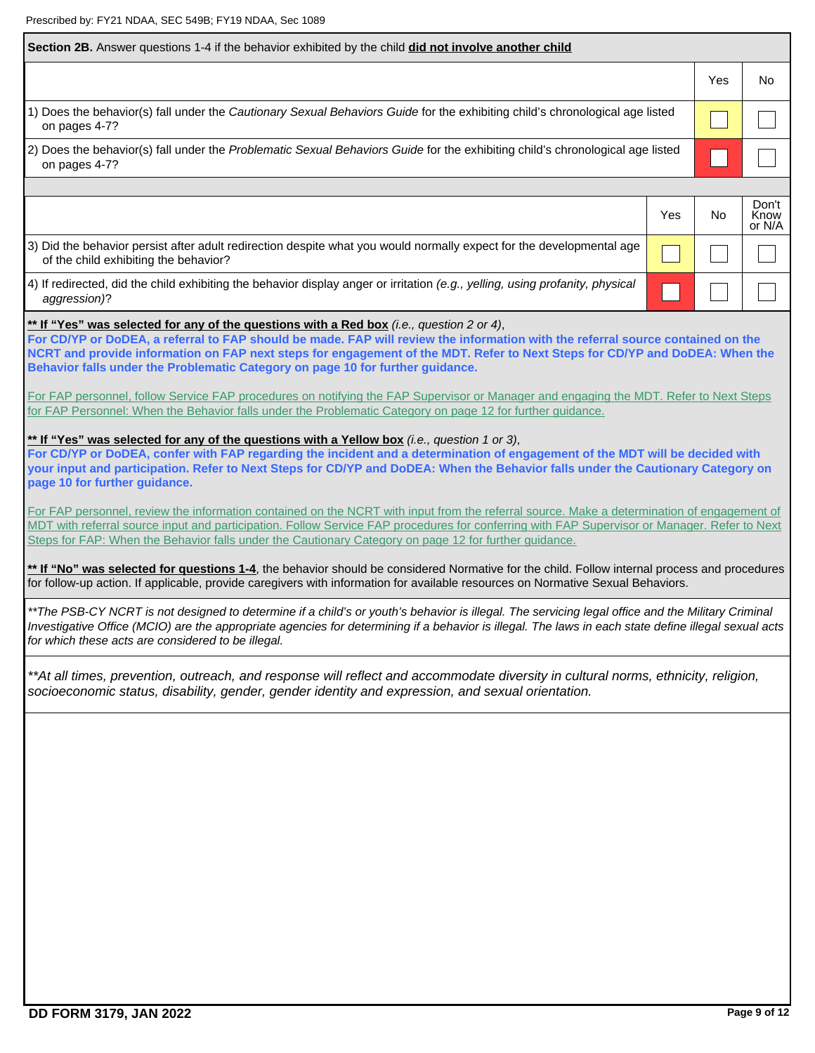Prescribed by: FY21 NDAA, SEC 549B; FY19 NDAA, Sec 1089

**Section 2B.** Answer questions 1-4 if the behavior exhibited by the child **did not involve another child**

| | Yes | No |
|---|---|---|
| 1) Does the behavior(s) fall under the *Cautionary Sexual Behaviors Guide* for the exhibiting child's chronological age listed on pages 4-7? | ☐ | ☐ |
| 2) Does the behavior(s) fall under the *Problematic Sexual Behaviors Guide* for the exhibiting child's chronological age listed on pages 4-7? | ☐ | ☐ |

| | Yes | No | Don't Know or N/A |
|---|---|---|---|
| 3) Did the behavior persist after adult redirection despite what you would normally expect for the developmental age of the child exhibiting the behavior? | ☐ | ☐ | ☐ |
| 4) If redirected, did the child exhibiting the behavior display anger or irritation *(e.g., yelling, using profanity, physical aggression)*? | ☐ | ☐ | ☐ |

**** If "Yes" was selected for any of the questions with a Red box** *(i.e., question 2 or 4)*,
**For CD/YP or DoDEA, a referral to FAP should be made. FAP will review the information with the referral source contained on the NCRT and provide information on FAP next steps for engagement of the MDT. Refer to Next Steps for CD/YP and DoDEA: When the Behavior falls under the Problematic Category on page 10 for further guidance.**

For FAP personnel, follow Service FAP procedures on notifying the FAP Supervisor or Manager and engaging the MDT. Refer to Next Steps for FAP Personnel: When the Behavior falls under the Problematic Category on page 12 for further guidance.

**** If "Yes" was selected for any of the questions with a Yellow box** *(i.e., question 1 or 3)*,
**For CD/YP or DoDEA, confer with FAP regarding the incident and a determination of engagement of the MDT will be decided with your input and participation. Refer to Next Steps for CD/YP and DoDEA: When the Behavior falls under the Cautionary Category on page 10 for further guidance.**

For FAP personnel, review the information contained on the NCRT with input from the referral source. Make a determination of engagement of MDT with referral source input and participation. Follow Service FAP procedures for conferring with FAP Supervisor or Manager. Refer to Next Steps for FAP: When the Behavior falls under the Cautionary Category on page 12 for further guidance.

**** If "No" was selected for questions 1-4**, the behavior should be considered Normative for the child. Follow internal process and procedures for follow-up action. If applicable, provide caregivers with information for available resources on Normative Sexual Behaviors.

*\*\*The PSB-CY NCRT is not designed to determine if a child's or youth's behavior is illegal. The servicing legal office and the Military Criminal Investigative Office (MCIO) are the appropriate agencies for determining if a behavior is illegal. The laws in each state define illegal sexual acts for which these acts are considered to be illegal.*

*\*\*At all times, prevention, outreach, and response will reflect and accommodate diversity in cultural norms, ethnicity, religion, socioeconomic status, disability, gender, gender identity and expression, and sexual orientation.*

DD FORM 3179, JAN 2022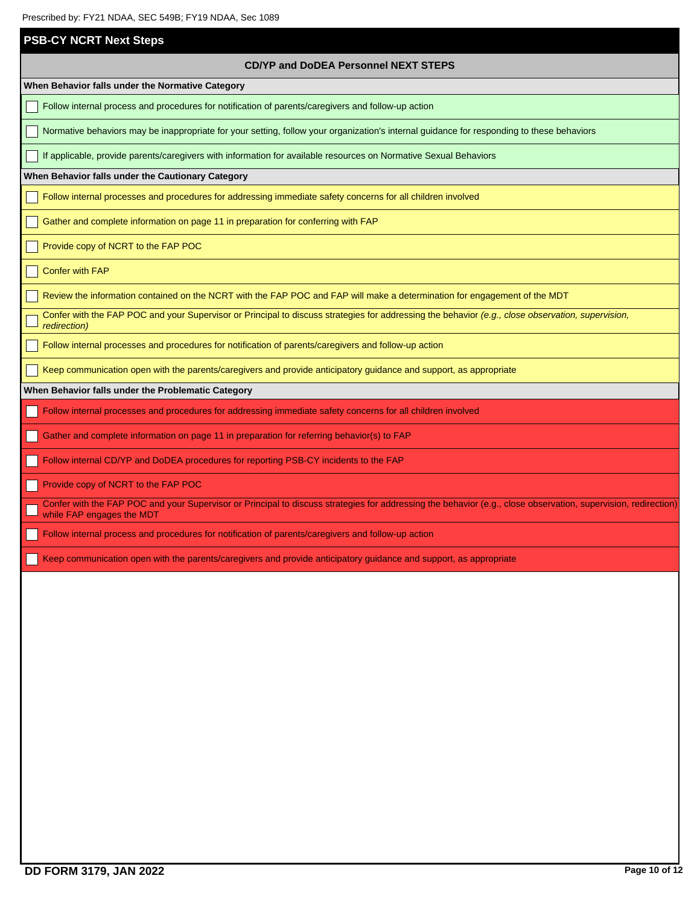Prescribed by: FY21 NDAA, SEC 549B; FY19 NDAA, Sec 1089

## PSB-CY NCRT Next Steps

### CD/YP and DoDEA Personnel NEXT STEPS

**When Behavior falls under the Normative Category**

- [ ] Follow internal process and procedures for notification of parents/caregivers and follow-up action
- [ ] Normative behaviors may be inappropriate for your setting, follow your organization's internal guidance for responding to these behaviors
- [ ] If applicable, provide parents/caregivers with information for available resources on Normative Sexual Behaviors

**When Behavior falls under the Cautionary Category**

- [ ] Follow internal processes and procedures for addressing immediate safety concerns for all children involved
- [ ] Gather and complete information on page 11 in preparation for conferring with FAP
- [ ] Provide copy of NCRT to the FAP POC
- [ ] Confer with FAP
- [ ] Review the information contained on the NCRT with the FAP POC and FAP will make a determination for engagement of the MDT
- [ ] Confer with the FAP POC and your Supervisor or Principal to discuss strategies for addressing the behavior *(e.g., close observation, supervision, redirection)*
- [ ] Follow internal processes and procedures for notification of parents/caregivers and follow-up action
- [ ] Keep communication open with the parents/caregivers and provide anticipatory guidance and support, as appropriate

**When Behavior falls under the Problematic Category**

- [ ] Follow internal processes and procedures for addressing immediate safety concerns for all children involved
- [ ] Gather and complete information on page 11 in preparation for referring behavior(s) to FAP
- [ ] Follow internal CD/YP and DoDEA procedures for reporting PSB-CY incidents to the FAP
- [ ] Provide copy of NCRT to the FAP POC
- [ ] Confer with the FAP POC and your Supervisor or Principal to discuss strategies for addressing the behavior (e.g., close observation, supervision, redirection) while FAP engages the MDT
- [ ] Follow internal process and procedures for notification of parents/caregivers and follow-up action
- [ ] Keep communication open with the parents/caregivers and provide anticipatory guidance and support, as appropriate

DD FORM 3179, JAN 2022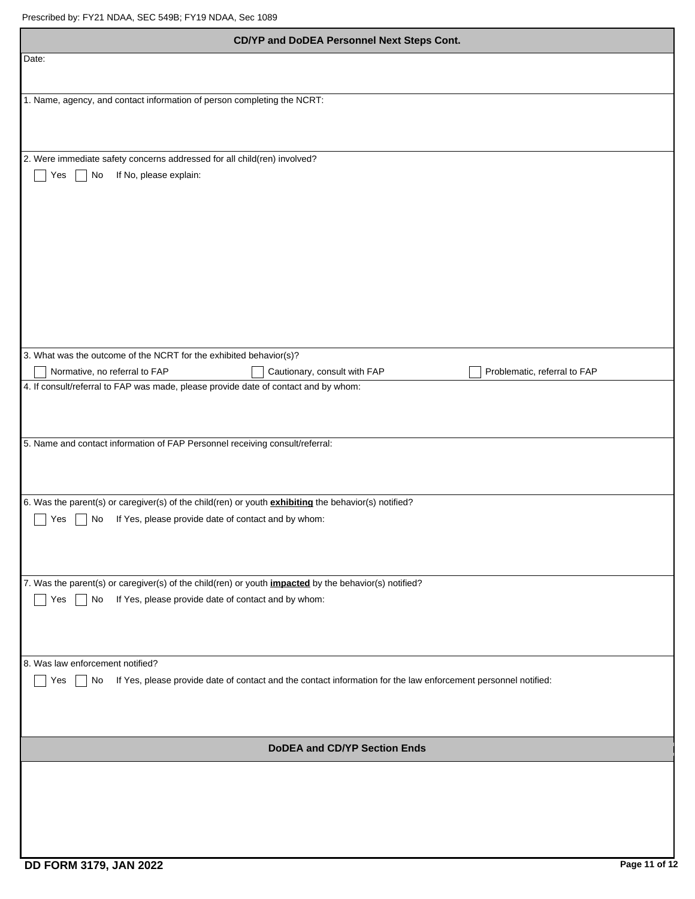Prescribed by: FY21 NDAA, SEC 549B; FY19 NDAA, Sec 1089

## CD/YP and DoDEA Personnel Next Steps Cont.

Date:

1. Name, agency, and contact information of person completing the NCRT:

2. Were immediate safety concerns addressed for all child(ren) involved?

☐ Yes ☐ No If No, please explain:

3. What was the outcome of the NCRT for the exhibited behavior(s)?

☐ Normative, no referral to FAP ☐ Cautionary, consult with FAP ☐ Problematic, referral to FAP

4. If consult/referral to FAP was made, please provide date of contact and by whom:

5. Name and contact information of FAP Personnel receiving consult/referral:

6. Was the parent(s) or caregiver(s) of the child(ren) or youth **exhibiting** the behavior(s) notified?

☐ Yes ☐ No If Yes, please provide date of contact and by whom:

7. Was the parent(s) or caregiver(s) of the child(ren) or youth **impacted** by the behavior(s) notified?

☐ Yes ☐ No If Yes, please provide date of contact and by whom:

8. Was law enforcement notified?

☐ Yes ☐ No If Yes, please provide date of contact and the contact information for the law enforcement personnel notified:

## DoDEA and CD/YP Section Ends

DD FORM 3179, JAN 2022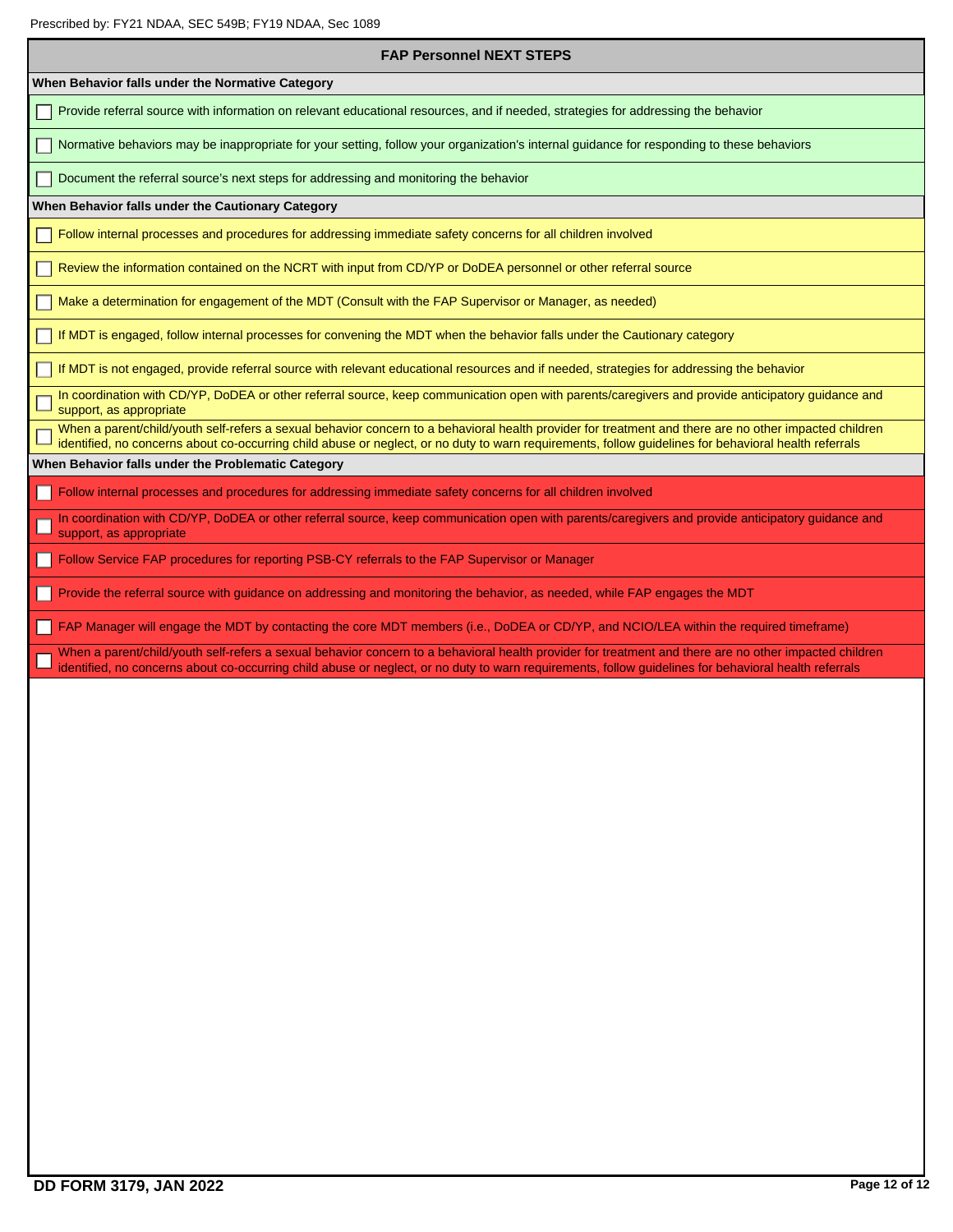Prescribed by: FY21 NDAA, SEC 549B; FY19 NDAA, Sec 1089

## FAP Personnel NEXT STEPS

**When Behavior falls under the Normative Category**

- ☐ Provide referral source with information on relevant educational resources, and if needed, strategies for addressing the behavior
- ☐ Normative behaviors may be inappropriate for your setting, follow your organization's internal guidance for responding to these behaviors
- ☐ Document the referral source's next steps for addressing and monitoring the behavior

**When Behavior falls under the Cautionary Category**

- ☐ Follow internal processes and procedures for addressing immediate safety concerns for all children involved
- ☐ Review the information contained on the NCRT with input from CD/YP or DoDEA personnel or other referral source
- ☐ Make a determination for engagement of the MDT (Consult with the FAP Supervisor or Manager, as needed)
- ☐ If MDT is engaged, follow internal processes for convening the MDT when the behavior falls under the Cautionary category
- ☐ If MDT is not engaged, provide referral source with relevant educational resources and if needed, strategies for addressing the behavior
- ☐ In coordination with CD/YP, DoDEA or other referral source, keep communication open with parents/caregivers and provide anticipatory guidance and support, as appropriate
- ☐ When a parent/child/youth self-refers a sexual behavior concern to a behavioral health provider for treatment and there are no other impacted children identified, no concerns about co-occurring child abuse or neglect, or no duty to warn requirements, follow guidelines for behavioral health referrals

**When Behavior falls under the Problematic Category**

- ☐ Follow internal processes and procedures for addressing immediate safety concerns for all children involved
- ☐ In coordination with CD/YP, DoDEA or other referral source, keep communication open with parents/caregivers and provide anticipatory guidance and support, as appropriate
- ☐ Follow Service FAP procedures for reporting PSB-CY referrals to the FAP Supervisor or Manager
- ☐ Provide the referral source with guidance on addressing and monitoring the behavior, as needed, while FAP engages the MDT
- ☐ FAP Manager will engage the MDT by contacting the core MDT members (i.e., DoDEA or CD/YP, and NCIO/LEA within the required timeframe)
- ☐ When a parent/child/youth self-refers a sexual behavior concern to a behavioral health provider for treatment and there are no other impacted children identified, no concerns about co-occurring child abuse or neglect, or no duty to warn requirements, follow guidelines for behavioral health referrals

DD FORM 3179, JAN 2022